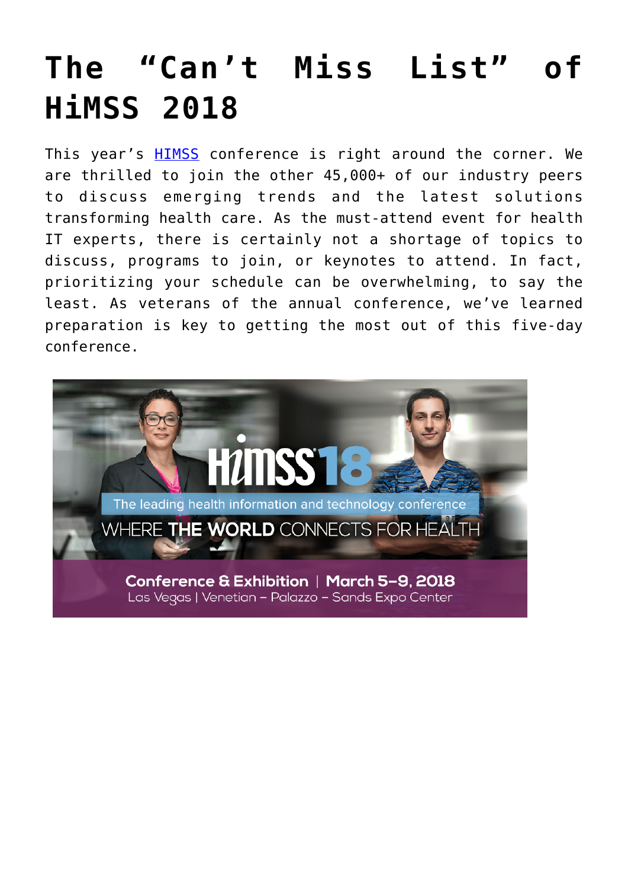# The “Can’t Miss List” of HiMSS 2018

This year’s [HIMSS](#) conference is right around the corner. We are thrilled to join the other 45,000+ of our industry peers to discuss emerging trends and the latest solutions transforming health care. As the must-attend event for health IT experts, there is certainly not a shortage of topics to discuss, programs to join, or keynotes to attend. In fact, prioritizing your schedule can be overwhelming, to say the least. As veterans of the annual conference, we’ve learned preparation is key to getting the most out of this five-day conference.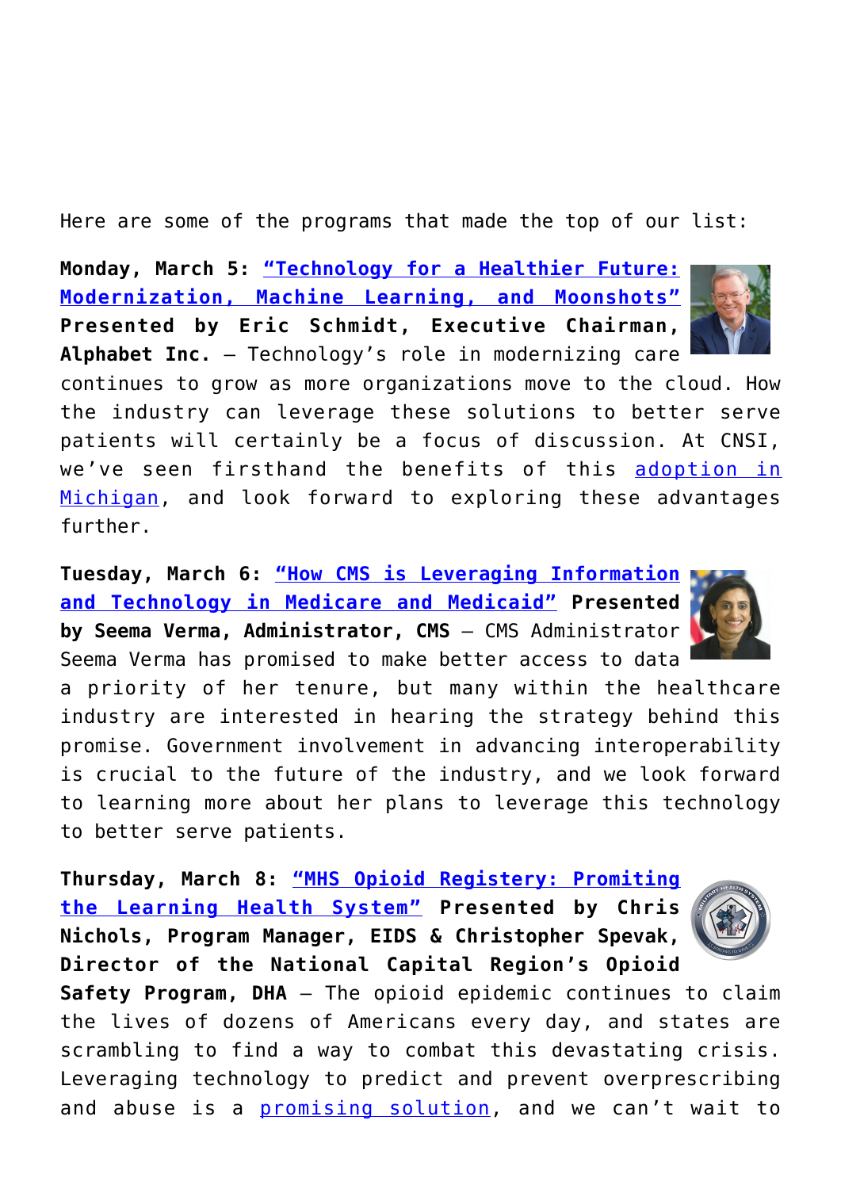Here are some of the programs that made the top of our list:

**Monday, March 5:** **"Technology for a Healthier Future: Modernization, Machine Learning, and Moonshots"** **Presented by Eric Schmidt, Executive Chairman, Alphabet Inc.** – Technology's role in modernizing care continues to grow as more organizations move to the cloud. How the industry can leverage these solutions to better serve patients will certainly be a focus of discussion. At CNSI, we've seen firsthand the benefits of this adoption in Michigan, and look forward to exploring these advantages further.

**Tuesday, March 6:** **"How CMS is Leveraging Information and Technology in Medicare and Medicaid"** **Presented by Seema Verma, Administrator, CMS** – CMS Administrator Seema Verma has promised to make better access to data a priority of her tenure, but many within the healthcare industry are interested in hearing the strategy behind this promise. Government involvement in advancing interoperability is crucial to the future of the industry, and we look forward to learning more about her plans to leverage this technology to better serve patients.

**Thursday, March 8:** **"MHS Opioid Registery: Promiting the Learning Health System"** **Presented by Chris Nichols, Program Manager, EIDS & Christopher Spevak, Director of the National Capital Region's Opioid Safety Program, DHA** – The opioid epidemic continues to claim the lives of dozens of Americans every day, and states are scrambling to find a way to combat this devastating crisis. Leveraging technology to predict and prevent overprescribing and abuse is a promising solution, and we can't wait to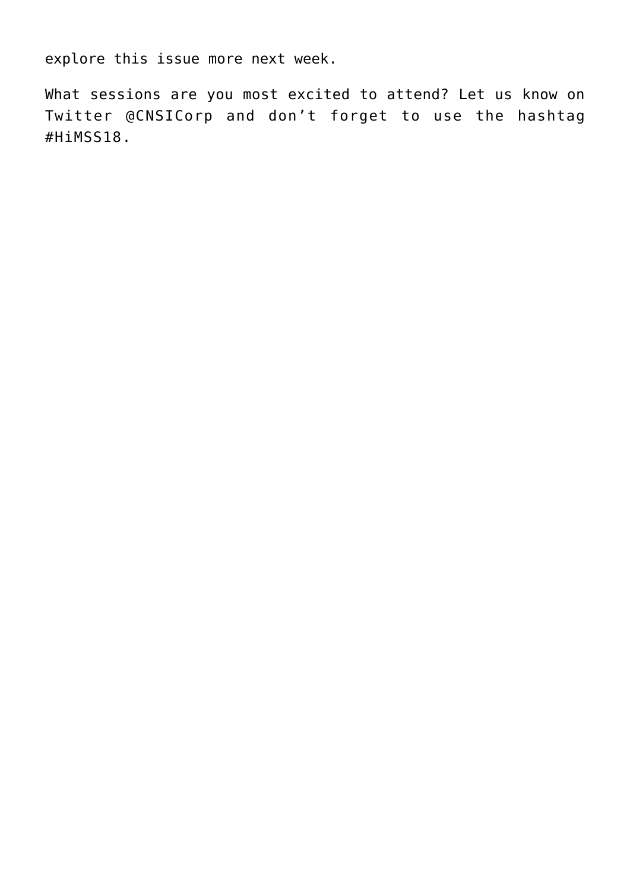explore this issue more next week.

What sessions are you most excited to attend? Let us know on Twitter @CNSICorp and don't forget to use the hashtag #HiMSS18.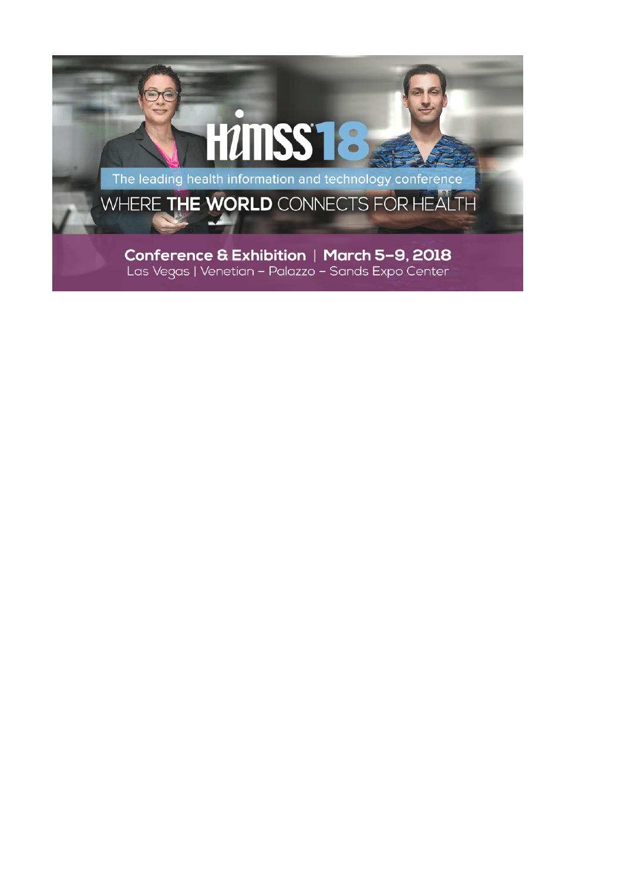HIMSS18

The leading health information and technology conference

WHERE THE WORLD CONNECTS FOR HEALTH

**Conference & Exhibition | March 5–9, 2018**

Las Vegas | Venetian – Palazzo – Sands Expo Center